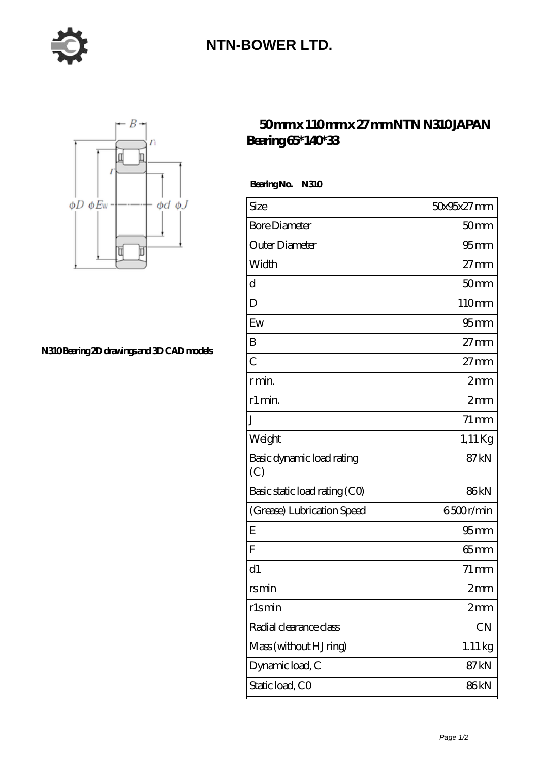# NTN-BOWER LTD.

N310 Bearing 2D drawings and 3D CAD models

## 50 mm x 110 mm x 27 mm NTN N310 JAPAN Bearing 65*140*33

**Bearing No.** **N310**

| Size | 50x95x27 mm |
|---|---|
| Bore Diameter | 50 mm |
| Outer Diameter | 95 mm |
| Width | 27 mm |
| d | 50 mm |
| D | 110 mm |
| Ew | 95 mm |
| B | 27 mm |
| C | 27 mm |
| r min. | 2 mm |
| r1 min. | 2 mm |
| J | 71 mm |
| Weight | 1,11 Kg |
| Basic dynamic load rating (C) | 87 kN |
| Basic static load rating (C0) | 86 kN |
| (Grease) Lubrication Speed | 6 500 r/min |
| E | 95 mm |
| F | 65 mm |
| d1 | 71 mm |
| rs min | 2 mm |
| r1s min | 2 mm |
| Radial clearance class | CN |
| Mass (without HJ ring) | 1.11 kg |
| Dynamic load, C | 87 kN |
| Static load, C0 | 86 kN |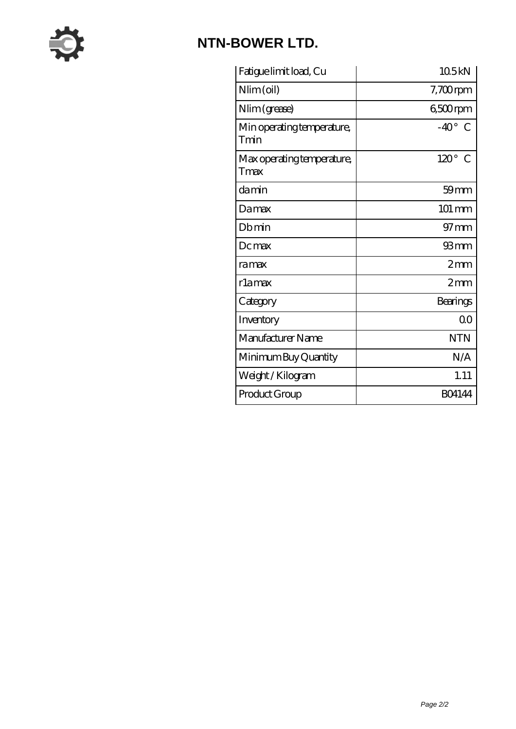# NTN-BOWER LTD.

| | |
|---|---|
| Fatigue limit load, Cu | 10.5 kN |
| Nlim (oil) | 7,700 rpm |
| Nlim (grease) | 6,500 rpm |
| Min operating temperature, Tmin | -40 ° C |
| Max operating temperature, Tmax | 120 ° C |
| da min | 59 mm |
| Da max | 101 mm |
| Db min | 97 mm |
| Dc max | 93 mm |
| ra max | 2 mm |
| r1a max | 2 mm |
| Category | Bearings |
| Inventory | 0.0 |
| Manufacturer Name | NTN |
| Minimum Buy Quantity | N/A |
| Weight / Kilogram | 1.11 |
| Product Group | B04144 |